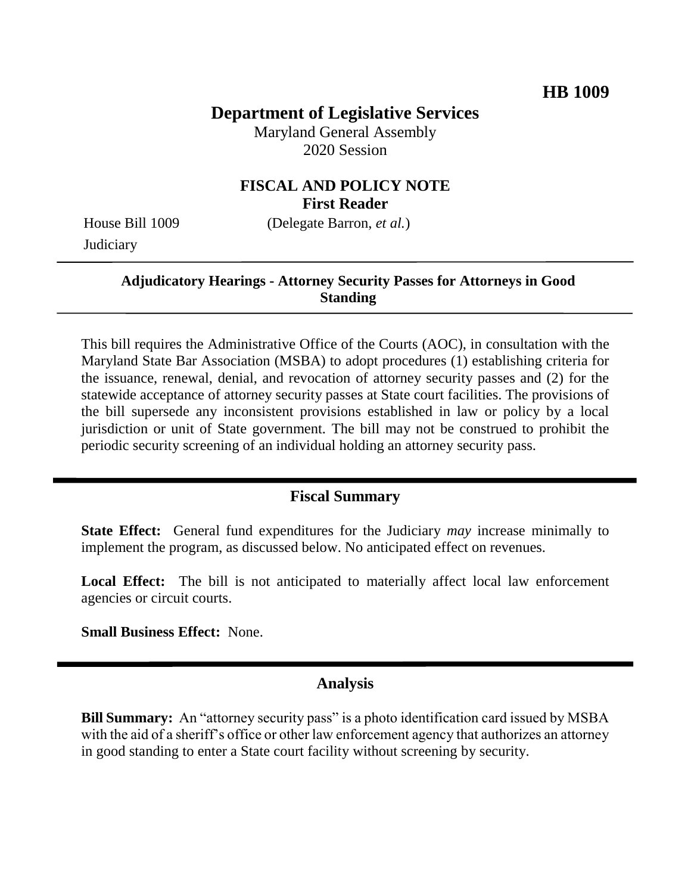**HB 1009**

# Department of Legislative Services

Maryland General Assembly
2020 Session

## FISCAL AND POLICY NOTE
**First Reader**

House Bill 1009 (Delegate Barron, *et al.*)
Judiciary

**Adjudicatory Hearings - Attorney Security Passes for Attorneys in Good Standing**

This bill requires the Administrative Office of the Courts (AOC), in consultation with the Maryland State Bar Association (MSBA) to adopt procedures (1) establishing criteria for the issuance, renewal, denial, and revocation of attorney security passes and (2) for the statewide acceptance of attorney security passes at State court facilities. The provisions of the bill supersede any inconsistent provisions established in law or policy by a local jurisdiction or unit of State government. The bill may not be construed to prohibit the periodic security screening of an individual holding an attorney security pass.

## Fiscal Summary

**State Effect:** General fund expenditures for the Judiciary *may* increase minimally to implement the program, as discussed below. No anticipated effect on revenues.

**Local Effect:** The bill is not anticipated to materially affect local law enforcement agencies or circuit courts.

**Small Business Effect:** None.

## Analysis

**Bill Summary:** An "attorney security pass" is a photo identification card issued by MSBA with the aid of a sheriff's office or other law enforcement agency that authorizes an attorney in good standing to enter a State court facility without screening by security.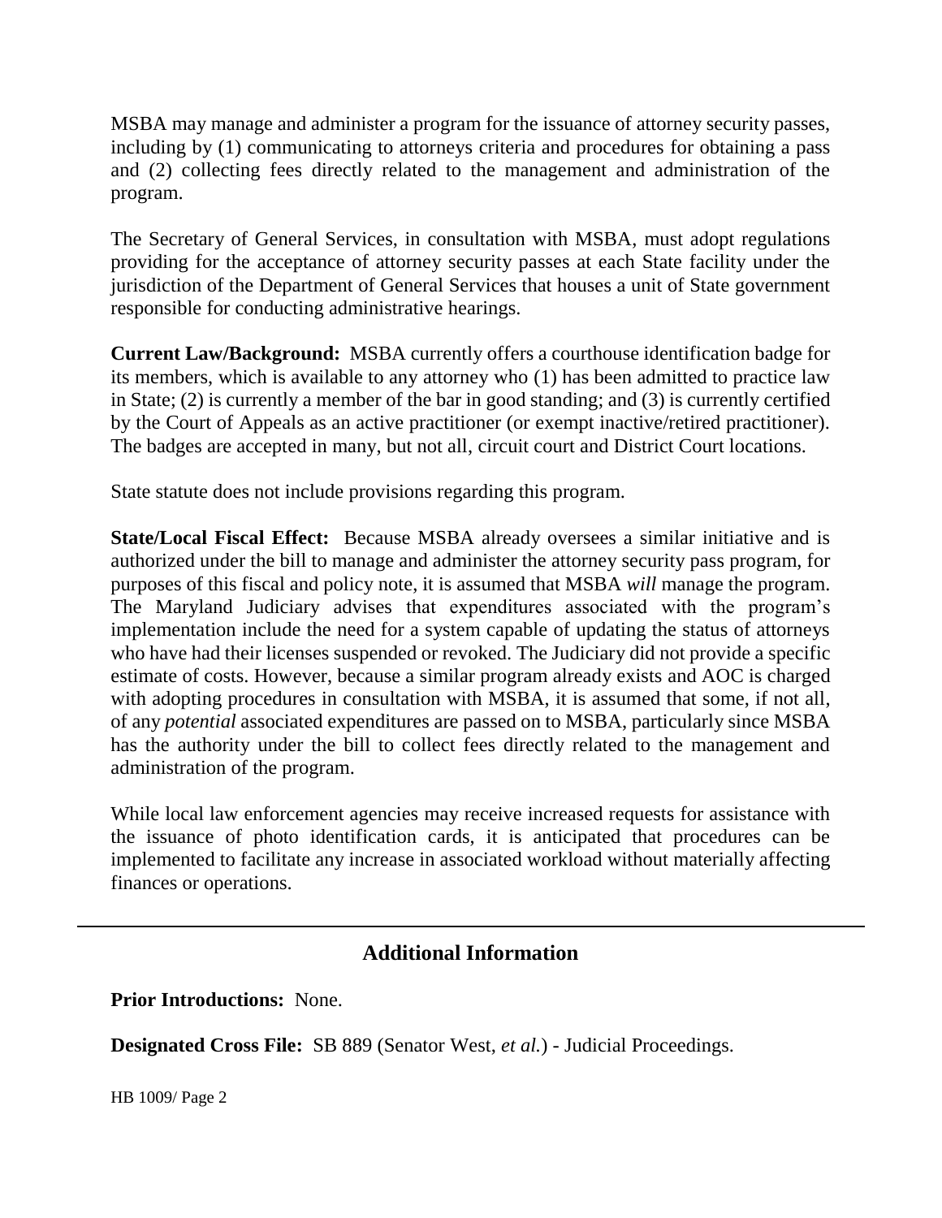MSBA may manage and administer a program for the issuance of attorney security passes, including by (1) communicating to attorneys criteria and procedures for obtaining a pass and (2) collecting fees directly related to the management and administration of the program.

The Secretary of General Services, in consultation with MSBA, must adopt regulations providing for the acceptance of attorney security passes at each State facility under the jurisdiction of the Department of General Services that houses a unit of State government responsible for conducting administrative hearings.

**Current Law/Background:** MSBA currently offers a courthouse identification badge for its members, which is available to any attorney who (1) has been admitted to practice law in State; (2) is currently a member of the bar in good standing; and (3) is currently certified by the Court of Appeals as an active practitioner (or exempt inactive/retired practitioner). The badges are accepted in many, but not all, circuit court and District Court locations.

State statute does not include provisions regarding this program.

**State/Local Fiscal Effect:** Because MSBA already oversees a similar initiative and is authorized under the bill to manage and administer the attorney security pass program, for purposes of this fiscal and policy note, it is assumed that MSBA *will* manage the program. The Maryland Judiciary advises that expenditures associated with the program's implementation include the need for a system capable of updating the status of attorneys who have had their licenses suspended or revoked. The Judiciary did not provide a specific estimate of costs. However, because a similar program already exists and AOC is charged with adopting procedures in consultation with MSBA, it is assumed that some, if not all, of any *potential* associated expenditures are passed on to MSBA, particularly since MSBA has the authority under the bill to collect fees directly related to the management and administration of the program.

While local law enforcement agencies may receive increased requests for assistance with the issuance of photo identification cards, it is anticipated that procedures can be implemented to facilitate any increase in associated workload without materially affecting finances or operations.

---

## Additional Information

**Prior Introductions:** None.

**Designated Cross File:** SB 889 (Senator West, *et al.*) - Judicial Proceedings.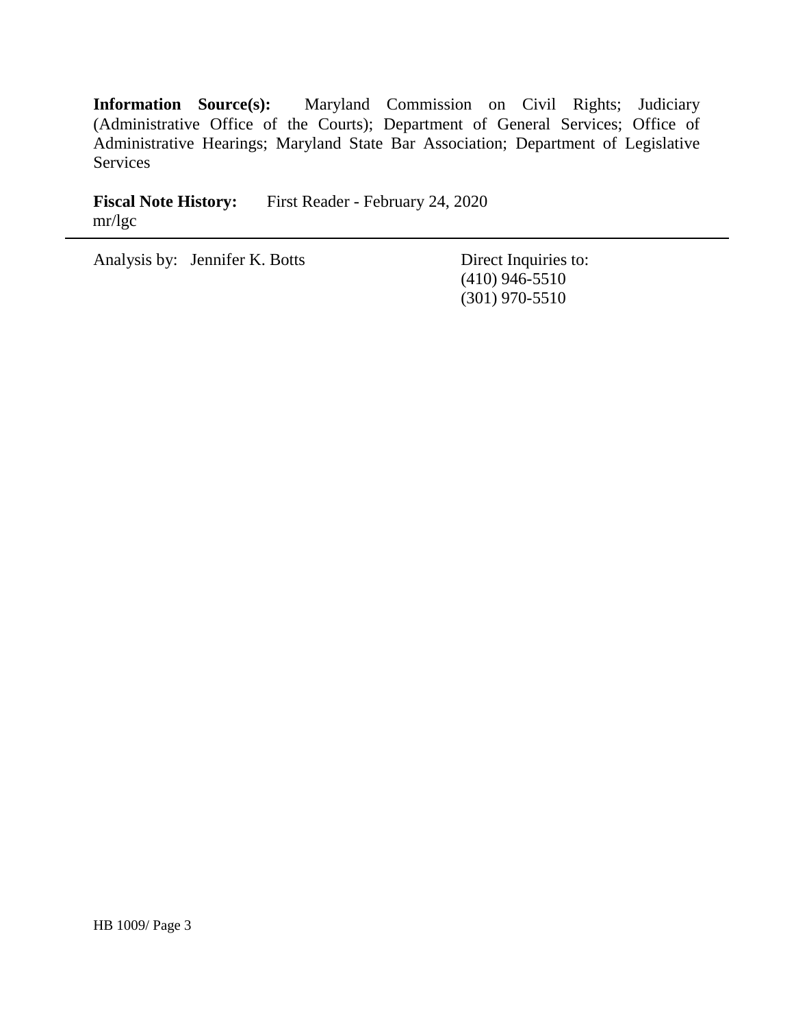**Information Source(s):** Maryland Commission on Civil Rights; Judiciary (Administrative Office of the Courts); Department of General Services; Office of Administrative Hearings; Maryland State Bar Association; Department of Legislative Services

**Fiscal Note History:** First Reader - February 24, 2020
mr/lgc

---

Analysis by: Jennifer K. Botts

Direct Inquiries to:
(410) 946-5510
(301) 970-5510